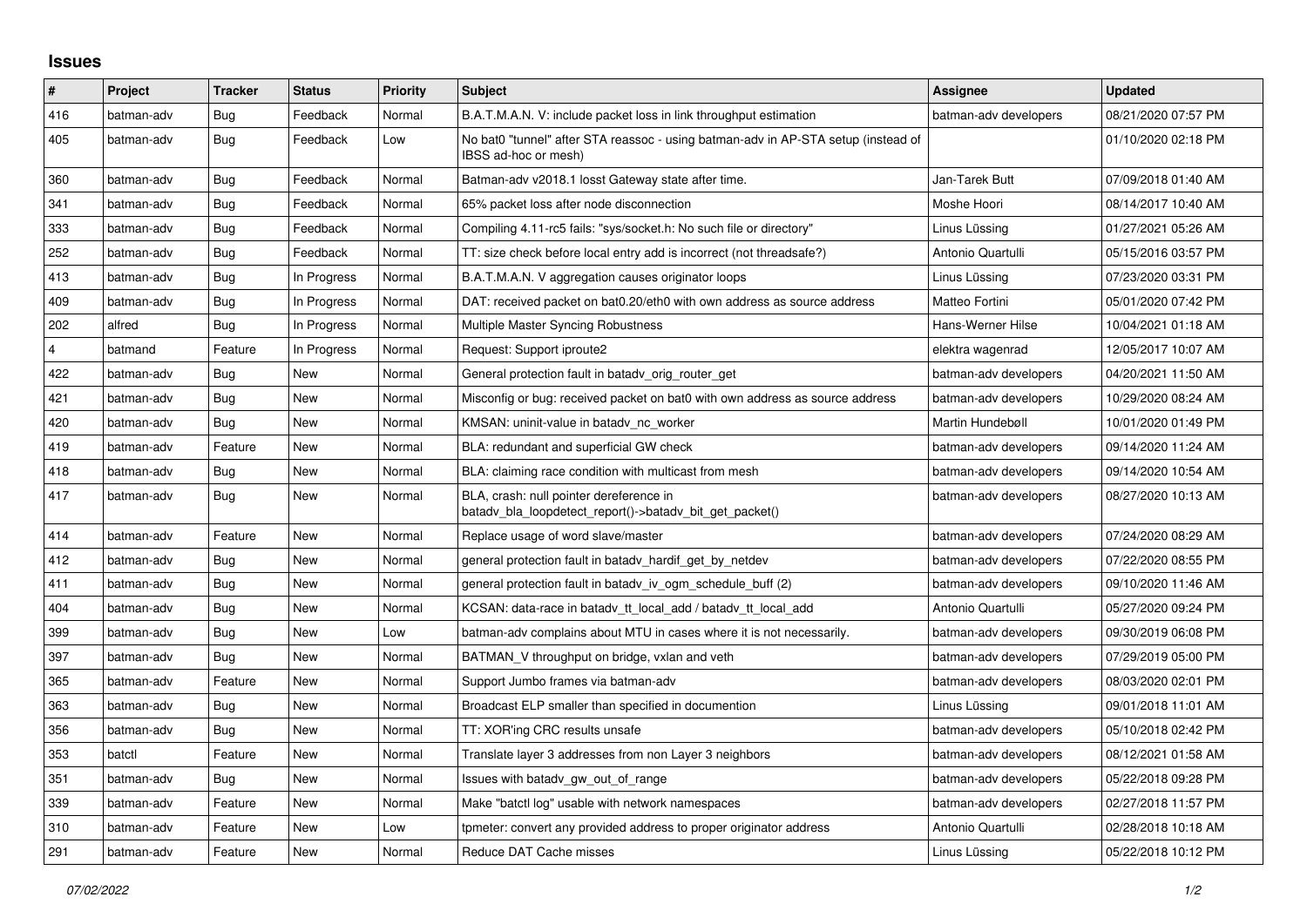# Issues

| # | Project | Tracker | Status | Priority | Subject | Assignee | Updated |
|---|---|---|---|---|---|---|---|
| 416 | batman-adv | Bug | Feedback | Normal | B.A.T.M.A.N. V: include packet loss in link throughput estimation | batman-adv developers | 08/21/2020 07:57 PM |
| 405 | batman-adv | Bug | Feedback | Low | No bat0 "tunnel" after STA reassoc - using batman-adv in AP-STA setup (instead of IBSS ad-hoc or mesh) | | 01/10/2020 02:18 PM |
| 360 | batman-adv | Bug | Feedback | Normal | Batman-adv v2018.1 losst Gateway state after time. | Jan-Tarek Butt | 07/09/2018 01:40 AM |
| 341 | batman-adv | Bug | Feedback | Normal | 65% packet loss after node disconnection | Moshe Hoori | 08/14/2017 10:40 AM |
| 333 | batman-adv | Bug | Feedback | Normal | Compiling 4.11-rc5 fails: "sys/socket.h: No such file or directory" | Linus Lüssing | 01/27/2021 05:26 AM |
| 252 | batman-adv | Bug | Feedback | Normal | TT: size check before local entry add is incorrect (not threadsafe?) | Antonio Quartulli | 05/15/2016 03:57 PM |
| 413 | batman-adv | Bug | In Progress | Normal | B.A.T.M.A.N. V aggregation causes originator loops | Linus Lüssing | 07/23/2020 03:31 PM |
| 409 | batman-adv | Bug | In Progress | Normal | DAT: received packet on bat0.20/eth0 with own address as source address | Matteo Fortini | 05/01/2020 07:42 PM |
| 202 | alfred | Bug | In Progress | Normal | Multiple Master Syncing Robustness | Hans-Werner Hilse | 10/04/2021 01:18 AM |
| 4 | batmand | Feature | In Progress | Normal | Request: Support iproute2 | elektra wagenrad | 12/05/2017 10:07 AM |
| 422 | batman-adv | Bug | New | Normal | General protection fault in batadv_orig_router_get | batman-adv developers | 04/20/2021 11:50 AM |
| 421 | batman-adv | Bug | New | Normal | Misconfig or bug: received packet on bat0 with own address as source address | batman-adv developers | 10/29/2020 08:24 AM |
| 420 | batman-adv | Bug | New | Normal | KMSAN: uninit-value in batadv_nc_worker | Martin Hundebøll | 10/01/2020 01:49 PM |
| 419 | batman-adv | Feature | New | Normal | BLA: redundant and superficial GW check | batman-adv developers | 09/14/2020 11:24 AM |
| 418 | batman-adv | Bug | New | Normal | BLA: claiming race condition with multicast from mesh | batman-adv developers | 09/14/2020 10:54 AM |
| 417 | batman-adv | Bug | New | Normal | BLA, crash: null pointer dereference in batadv_bla_loopdetect_report()->batadv_bit_get_packet() | batman-adv developers | 08/27/2020 10:13 AM |
| 414 | batman-adv | Feature | New | Normal | Replace usage of word slave/master | batman-adv developers | 07/24/2020 08:29 AM |
| 412 | batman-adv | Bug | New | Normal | general protection fault in batadv_hardif_get_by_netdev | batman-adv developers | 07/22/2020 08:55 PM |
| 411 | batman-adv | Bug | New | Normal | general protection fault in batadv_iv_ogm_schedule_buff (2) | batman-adv developers | 09/10/2020 11:46 AM |
| 404 | batman-adv | Bug | New | Normal | KCSAN: data-race in batadv_tt_local_add / batadv_tt_local_add | Antonio Quartulli | 05/27/2020 09:24 PM |
| 399 | batman-adv | Bug | New | Low | batman-adv complains about MTU in cases where it is not necessarily. | batman-adv developers | 09/30/2019 06:08 PM |
| 397 | batman-adv | Bug | New | Normal | BATMAN_V throughput on bridge, vxlan and veth | batman-adv developers | 07/29/2019 05:00 PM |
| 365 | batman-adv | Feature | New | Normal | Support Jumbo frames via batman-adv | batman-adv developers | 08/03/2020 02:01 PM |
| 363 | batman-adv | Bug | New | Normal | Broadcast ELP smaller than specified in documention | Linus Lüssing | 09/01/2018 11:01 AM |
| 356 | batman-adv | Bug | New | Normal | TT: XOR'ing CRC results unsafe | batman-adv developers | 05/10/2018 02:42 PM |
| 353 | batctl | Feature | New | Normal | Translate layer 3 addresses from non Layer 3 neighbors | batman-adv developers | 08/12/2021 01:58 AM |
| 351 | batman-adv | Bug | New | Normal | Issues with batadv_gw_out_of_range | batman-adv developers | 05/22/2018 09:28 PM |
| 339 | batman-adv | Feature | New | Normal | Make "batctl log" usable with network namespaces | batman-adv developers | 02/27/2018 11:57 PM |
| 310 | batman-adv | Feature | New | Low | tpmeter: convert any provided address to proper originator address | Antonio Quartulli | 02/28/2018 10:18 AM |
| 291 | batman-adv | Feature | New | Normal | Reduce DAT Cache misses | Linus Lüssing | 05/22/2018 10:12 PM |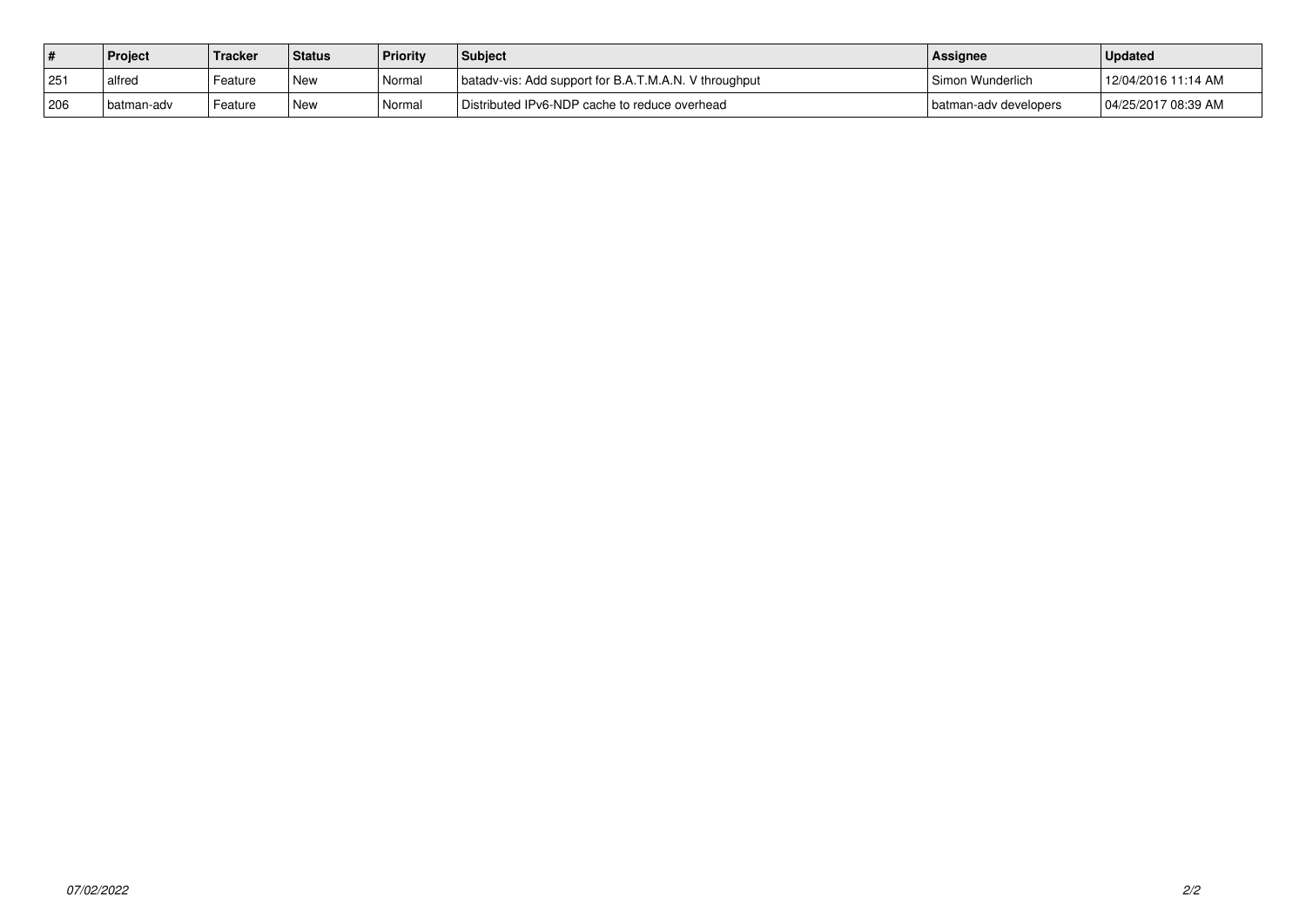| # | Project | Tracker | Status | Priority | Subject | Assignee | Updated |
|---|---|---|---|---|---|---|---|
| 251 | alfred | Feature | New | Normal | batadv-vis: Add support for B.A.T.M.A.N. V throughput | Simon Wunderlich | 12/04/2016 11:14 AM |
| 206 | batman-adv | Feature | New | Normal | Distributed IPv6-NDP cache to reduce overhead | batman-adv developers | 04/25/2017 08:39 AM |